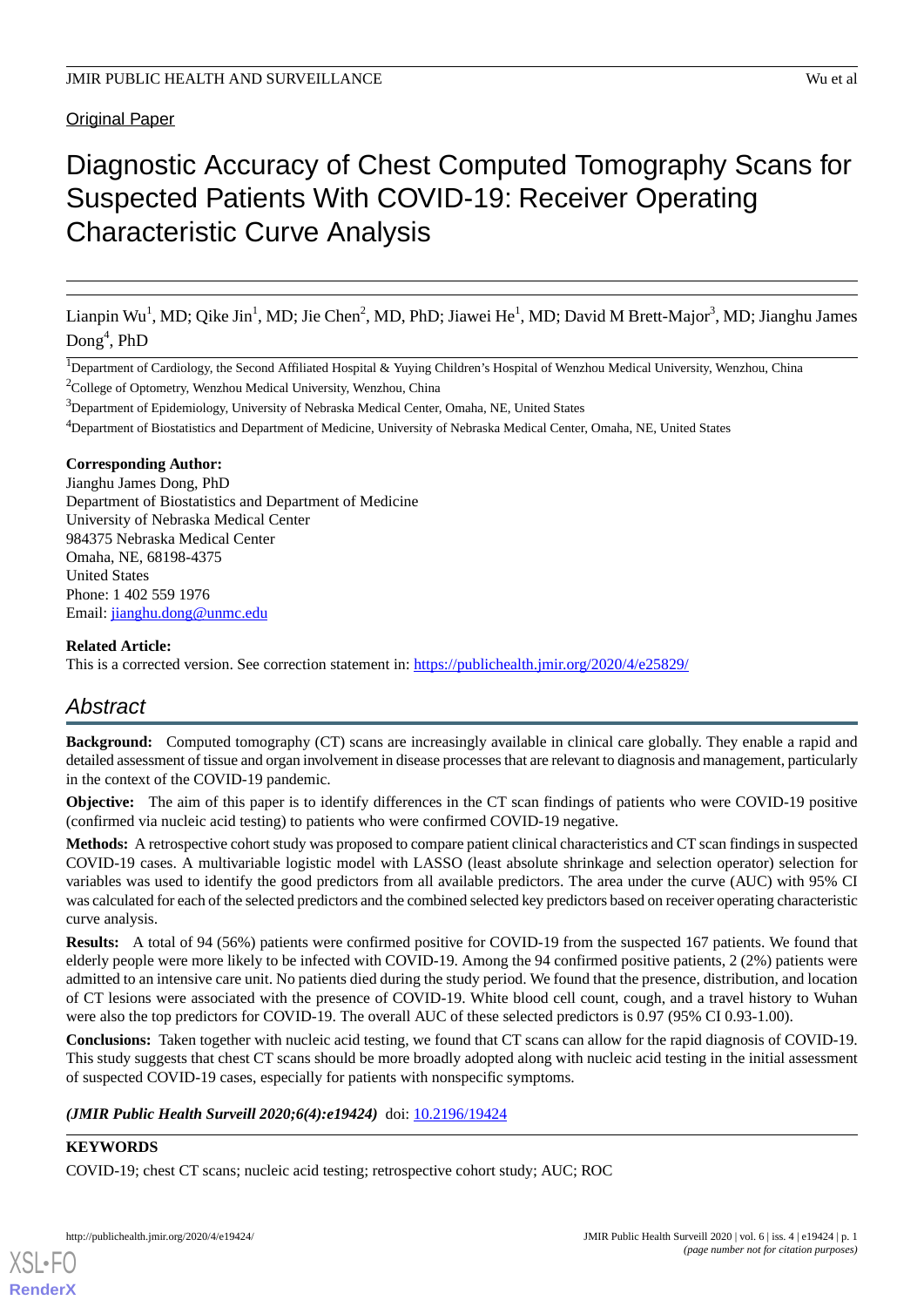Original Paper

# Diagnostic Accuracy of Chest Computed Tomography Scans for Suspected Patients With COVID-19: Receiver Operating Characteristic Curve Analysis

Lianpin Wu[1], MD; Qike Jin[1], MD; Jie Chen[2], MD, PhD; Jiawei He[1], MD; David M Brett-Major[3], MD; Jianghu James Dong[4], PhD

[1]Department of Cardiology, the Second Affiliated Hospital & Yuying Children's Hospital of Wenzhou Medical University, Wenzhou, China

[2]College of Optometry, Wenzhou Medical University, Wenzhou, China

[3]Department of Epidemiology, University of Nebraska Medical Center, Omaha, NE, United States

[4]Department of Biostatistics and Department of Medicine, University of Nebraska Medical Center, Omaha, NE, United States

**Corresponding Author:**
Jianghu James Dong, PhD
Department of Biostatistics and Department of Medicine
University of Nebraska Medical Center
984375 Nebraska Medical Center
Omaha, NE, 68198-4375
United States
Phone: 1 402 559 1976
Email: jianghu.dong@unmc.edu

**Related Article:**
This is a corrected version. See correction statement in: https://publichealth.jmir.org/2020/4/e25829/

## Abstract

**Background:** Computed tomography (CT) scans are increasingly available in clinical care globally. They enable a rapid and detailed assessment of tissue and organ involvement in disease processes that are relevant to diagnosis and management, particularly in the context of the COVID-19 pandemic.

**Objective:** The aim of this paper is to identify differences in the CT scan findings of patients who were COVID-19 positive (confirmed via nucleic acid testing) to patients who were confirmed COVID-19 negative.

**Methods:** A retrospective cohort study was proposed to compare patient clinical characteristics and CT scan findings in suspected COVID-19 cases. A multivariable logistic model with LASSO (least absolute shrinkage and selection operator) selection for variables was used to identify the good predictors from all available predictors. The area under the curve (AUC) with 95% CI was calculated for each of the selected predictors and the combined selected key predictors based on receiver operating characteristic curve analysis.

**Results:** A total of 94 (56%) patients were confirmed positive for COVID-19 from the suspected 167 patients. We found that elderly people were more likely to be infected with COVID-19. Among the 94 confirmed positive patients, 2 (2%) patients were admitted to an intensive care unit. No patients died during the study period. We found that the presence, distribution, and location of CT lesions were associated with the presence of COVID-19. White blood cell count, cough, and a travel history to Wuhan were also the top predictors for COVID-19. The overall AUC of these selected predictors is 0.97 (95% CI 0.93-1.00).

**Conclusions:** Taken together with nucleic acid testing, we found that CT scans can allow for the rapid diagnosis of COVID-19. This study suggests that chest CT scans should be more broadly adopted along with nucleic acid testing in the initial assessment of suspected COVID-19 cases, especially for patients with nonspecific symptoms.

***(JMIR Public Health Surveill 2020;6(4):e19424)*** doi: 10.2196/19424

**KEYWORDS**

COVID-19; chest CT scans; nucleic acid testing; retrospective cohort study; AUC; ROC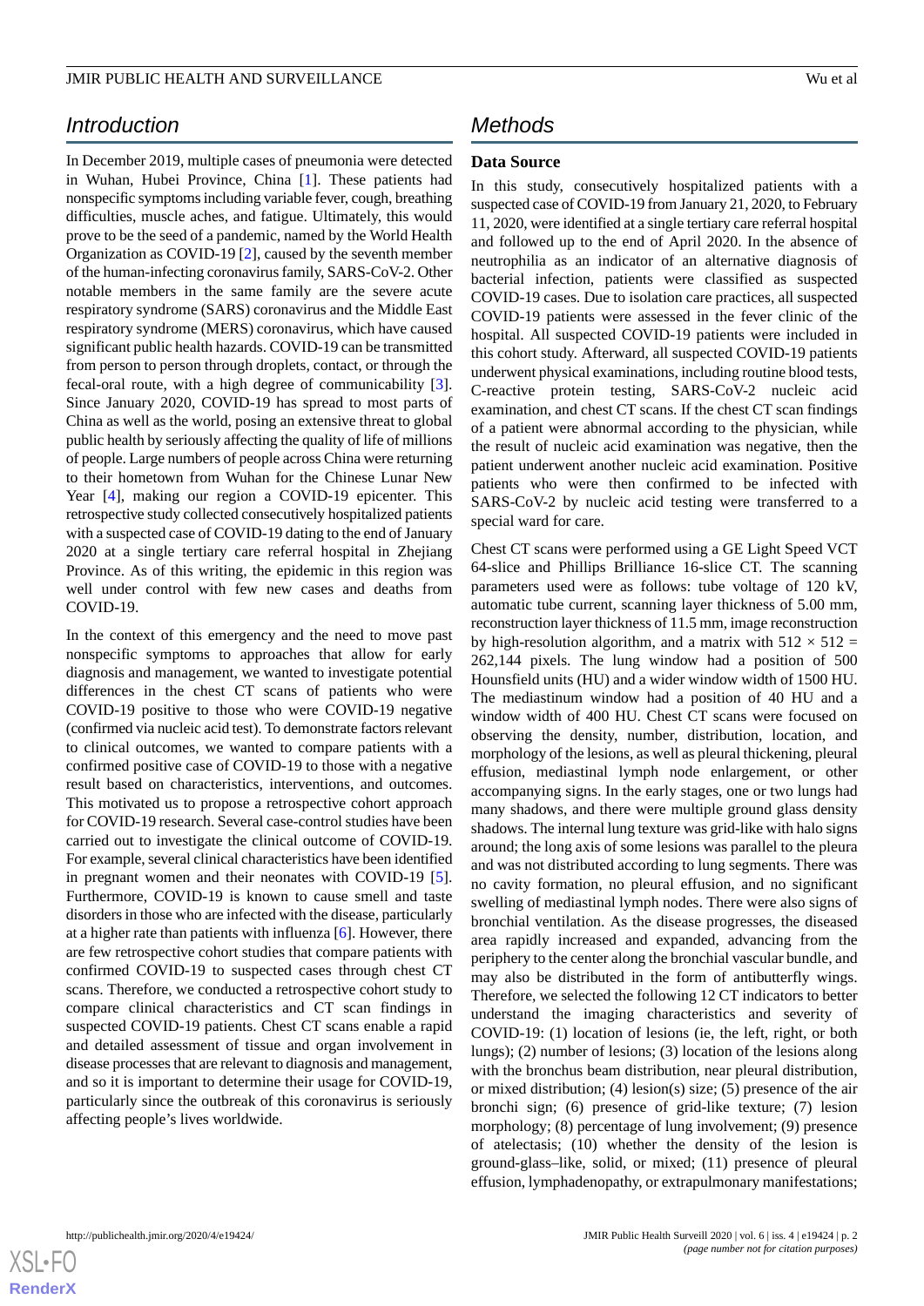## Introduction

In December 2019, multiple cases of pneumonia were detected in Wuhan, Hubei Province, China [1]. These patients had nonspecific symptoms including variable fever, cough, breathing difficulties, muscle aches, and fatigue. Ultimately, this would prove to be the seed of a pandemic, named by the World Health Organization as COVID-19 [2], caused by the seventh member of the human-infecting coronavirus family, SARS-CoV-2. Other notable members in the same family are the severe acute respiratory syndrome (SARS) coronavirus and the Middle East respiratory syndrome (MERS) coronavirus, which have caused significant public health hazards. COVID-19 can be transmitted from person to person through droplets, contact, or through the fecal-oral route, with a high degree of communicability [3]. Since January 2020, COVID-19 has spread to most parts of China as well as the world, posing an extensive threat to global public health by seriously affecting the quality of life of millions of people. Large numbers of people across China were returning to their hometown from Wuhan for the Chinese Lunar New Year [4], making our region a COVID-19 epicenter. This retrospective study collected consecutively hospitalized patients with a suspected case of COVID-19 dating to the end of January 2020 at a single tertiary care referral hospital in Zhejiang Province. As of this writing, the epidemic in this region was well under control with few new cases and deaths from COVID-19.

In the context of this emergency and the need to move past nonspecific symptoms to approaches that allow for early diagnosis and management, we wanted to investigate potential differences in the chest CT scans of patients who were COVID-19 positive to those who were COVID-19 negative (confirmed via nucleic acid test). To demonstrate factors relevant to clinical outcomes, we wanted to compare patients with a confirmed positive case of COVID-19 to those with a negative result based on characteristics, interventions, and outcomes. This motivated us to propose a retrospective cohort approach for COVID-19 research. Several case-control studies have been carried out to investigate the clinical outcome of COVID-19. For example, several clinical characteristics have been identified in pregnant women and their neonates with COVID-19 [5]. Furthermore, COVID-19 is known to cause smell and taste disorders in those who are infected with the disease, particularly at a higher rate than patients with influenza [6]. However, there are few retrospective cohort studies that compare patients with confirmed COVID-19 to suspected cases through chest CT scans. Therefore, we conducted a retrospective cohort study to compare clinical characteristics and CT scan findings in suspected COVID-19 patients. Chest CT scans enable a rapid and detailed assessment of tissue and organ involvement in disease processes that are relevant to diagnosis and management, and so it is important to determine their usage for COVID-19, particularly since the outbreak of this coronavirus is seriously affecting people's lives worldwide.

## Methods

### Data Source

In this study, consecutively hospitalized patients with a suspected case of COVID-19 from January 21, 2020, to February 11, 2020, were identified at a single tertiary care referral hospital and followed up to the end of April 2020. In the absence of neutrophilia as an indicator of an alternative diagnosis of bacterial infection, patients were classified as suspected COVID-19 cases. Due to isolation care practices, all suspected COVID-19 patients were assessed in the fever clinic of the hospital. All suspected COVID-19 patients were included in this cohort study. Afterward, all suspected COVID-19 patients underwent physical examinations, including routine blood tests, C-reactive protein testing, SARS-CoV-2 nucleic acid examination, and chest CT scans. If the chest CT scan findings of a patient were abnormal according to the physician, while the result of nucleic acid examination was negative, then the patient underwent another nucleic acid examination. Positive patients who were then confirmed to be infected with SARS-CoV-2 by nucleic acid testing were transferred to a special ward for care.

Chest CT scans were performed using a GE Light Speed VCT 64-slice and Phillips Brilliance 16-slice CT. The scanning parameters used were as follows: tube voltage of 120 kV, automatic tube current, scanning layer thickness of 5.00 mm, reconstruction layer thickness of 11.5 mm, image reconstruction by high-resolution algorithm, and a matrix with $512 \times 512 = 262{,}144$ pixels. The lung window had a position of 500 Hounsfield units (HU) and a wider window width of 1500 HU. The mediastinum window had a position of 40 HU and a window width of 400 HU. Chest CT scans were focused on observing the density, number, distribution, location, and morphology of the lesions, as well as pleural thickening, pleural effusion, mediastinal lymph node enlargement, or other accompanying signs. In the early stages, one or two lungs had many shadows, and there were multiple ground glass density shadows. The internal lung texture was grid-like with halo signs around; the long axis of some lesions was parallel to the pleura and was not distributed according to lung segments. There was no cavity formation, no pleural effusion, and no significant swelling of mediastinal lymph nodes. There were also signs of bronchial ventilation. As the disease progresses, the diseased area rapidly increased and expanded, advancing from the periphery to the center along the bronchial vascular bundle, and may also be distributed in the form of antibutterfly wings. Therefore, we selected the following 12 CT indicators to better understand the imaging characteristics and severity of COVID-19: (1) location of lesions (ie, the left, right, or both lungs); (2) number of lesions; (3) location of the lesions along with the bronchus beam distribution, near pleural distribution, or mixed distribution; (4) lesion(s) size; (5) presence of the air bronchi sign; (6) presence of grid-like texture; (7) lesion morphology; (8) percentage of lung involvement; (9) presence of atelectasis; (10) whether the density of the lesion is ground-glass–like, solid, or mixed; (11) presence of pleural effusion, lymphadenopathy, or extrapulmonary manifestations;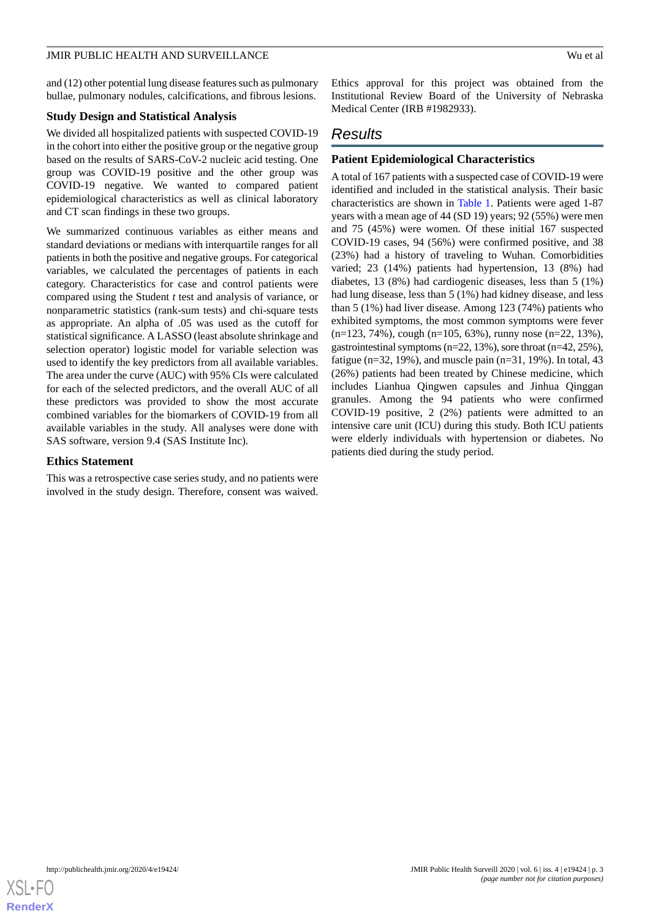and (12) other potential lung disease features such as pulmonary bullae, pulmonary nodules, calcifications, and fibrous lesions.

### Study Design and Statistical Analysis

We divided all hospitalized patients with suspected COVID-19 in the cohort into either the positive group or the negative group based on the results of SARS-CoV-2 nucleic acid testing. One group was COVID-19 positive and the other group was COVID-19 negative. We wanted to compared patient epidemiological characteristics as well as clinical laboratory and CT scan findings in these two groups.

We summarized continuous variables as either means and standard deviations or medians with interquartile ranges for all patients in both the positive and negative groups. For categorical variables, we calculated the percentages of patients in each category. Characteristics for case and control patients were compared using the Student *t* test and analysis of variance, or nonparametric statistics (rank-sum tests) and chi-square tests as appropriate. An alpha of .05 was used as the cutoff for statistical significance. A LASSO (least absolute shrinkage and selection operator) logistic model for variable selection was used to identify the key predictors from all available variables. The area under the curve (AUC) with 95% CIs were calculated for each of the selected predictors, and the overall AUC of all these predictors was provided to show the most accurate combined variables for the biomarkers of COVID-19 from all available variables in the study. All analyses were done with SAS software, version 9.4 (SAS Institute Inc).

### Ethics Statement

This was a retrospective case series study, and no patients were involved in the study design. Therefore, consent was waived. Ethics approval for this project was obtained from the Institutional Review Board of the University of Nebraska Medical Center (IRB #1982933).

## Results

### Patient Epidemiological Characteristics

A total of 167 patients with a suspected case of COVID-19 were identified and included in the statistical analysis. Their basic characteristics are shown in Table 1. Patients were aged 1-87 years with a mean age of 44 (SD 19) years; 92 (55%) were men and 75 (45%) were women. Of these initial 167 suspected COVID-19 cases, 94 (56%) were confirmed positive, and 38 (23%) had a history of traveling to Wuhan. Comorbidities varied; 23 (14%) patients had hypertension, 13 (8%) had diabetes, 13 (8%) had cardiogenic diseases, less than 5 (1%) had lung disease, less than 5 (1%) had kidney disease, and less than 5 (1%) had liver disease. Among 123 (74%) patients who exhibited symptoms, the most common symptoms were fever (n=123, 74%), cough (n=105, 63%), runny nose (n=22, 13%), gastrointestinal symptoms (n=22, 13%), sore throat (n=42, 25%), fatigue (n=32, 19%), and muscle pain (n=31, 19%). In total, 43 (26%) patients had been treated by Chinese medicine, which includes Lianhua Qingwen capsules and Jinhua Qinggan granules. Among the 94 patients who were confirmed COVID-19 positive, 2 (2%) patients were admitted to an intensive care unit (ICU) during this study. Both ICU patients were elderly individuals with hypertension or diabetes. No patients died during the study period.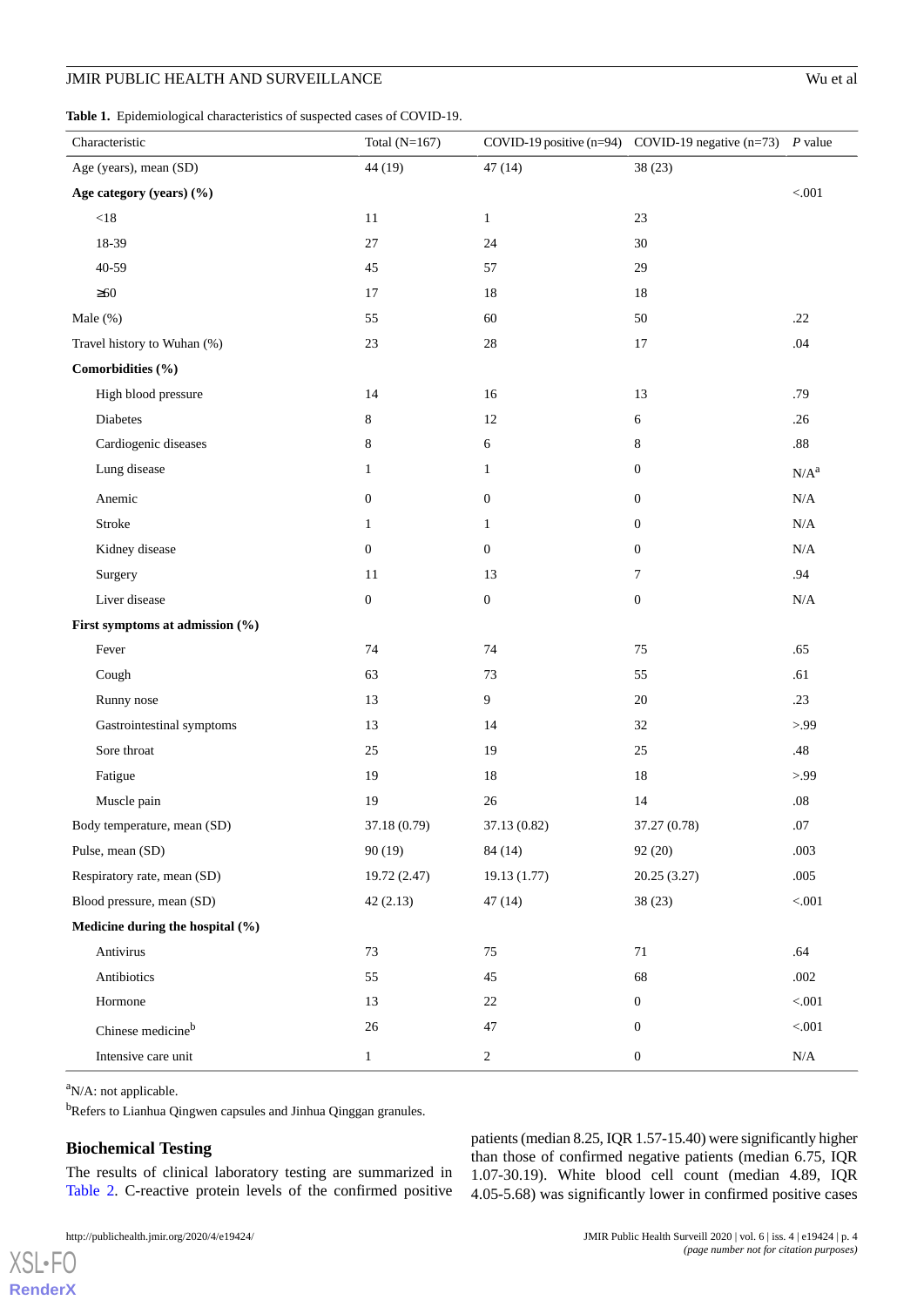**Table 1.** Epidemiological characteristics of suspected cases of COVID-19.

| Characteristic | Total (N=167) | COVID-19 positive (n=94) | COVID-19 negative (n=73) | *P* value |
|---|---|---|---|---|
| Age (years), mean (SD) | 44 (19) | 47 (14) | 38 (23) | |
| **Age category (years) (%)** | | | | <.001 |
| <18 | 11 | 1 | 23 | |
| 18-39 | 27 | 24 | 30 | |
| 40-59 | 45 | 57 | 29 | |
| ≥60 | 17 | 18 | 18 | |
| Male (%) | 55 | 60 | 50 | .22 |
| Travel history to Wuhan (%) | 23 | 28 | 17 | .04 |
| **Comorbidities (%)** | | | | |
| High blood pressure | 14 | 16 | 13 | .79 |
| Diabetes | 8 | 12 | 6 | .26 |
| Cardiogenic diseases | 8 | 6 | 8 | .88 |
| Lung disease | 1 | 1 | 0 | N/A[a] |
| Anemic | 0 | 0 | 0 | N/A |
| Stroke | 1 | 1 | 0 | N/A |
| Kidney disease | 0 | 0 | 0 | N/A |
| Surgery | 11 | 13 | 7 | .94 |
| Liver disease | 0 | 0 | 0 | N/A |
| **First symptoms at admission (%)** | | | | |
| Fever | 74 | 74 | 75 | .65 |
| Cough | 63 | 73 | 55 | .61 |
| Runny nose | 13 | 9 | 20 | .23 |
| Gastrointestinal symptoms | 13 | 14 | 32 | >.99 |
| Sore throat | 25 | 19 | 25 | .48 |
| Fatigue | 19 | 18 | 18 | >.99 |
| Muscle pain | 19 | 26 | 14 | .08 |
| Body temperature, mean (SD) | 37.18 (0.79) | 37.13 (0.82) | 37.27 (0.78) | .07 |
| Pulse, mean (SD) | 90 (19) | 84 (14) | 92 (20) | .003 |
| Respiratory rate, mean (SD) | 19.72 (2.47) | 19.13 (1.77) | 20.25 (3.27) | .005 |
| Blood pressure, mean (SD) | 42 (2.13) | 47 (14) | 38 (23) | <.001 |
| **Medicine during the hospital (%)** | | | | |
| Antivirus | 73 | 75 | 71 | .64 |
| Antibiotics | 55 | 45 | 68 | .002 |
| Hormone | 13 | 22 | 0 | <.001 |
| Chinese medicine[b] | 26 | 47 | 0 | <.001 |
| Intensive care unit | 1 | 2 | 0 | N/A |

[a]N/A: not applicable.

[b]Refers to Lianhua Qingwen capsules and Jinhua Qinggan granules.

## Biochemical Testing

The results of clinical laboratory testing are summarized in Table 2. C-reactive protein levels of the confirmed positive patients (median 8.25, IQR 1.57-15.40) were significantly higher than those of confirmed negative patients (median 6.75, IQR 1.07-30.19). White blood cell count (median 4.89, IQR 4.05-5.68) was significantly lower in confirmed positive cases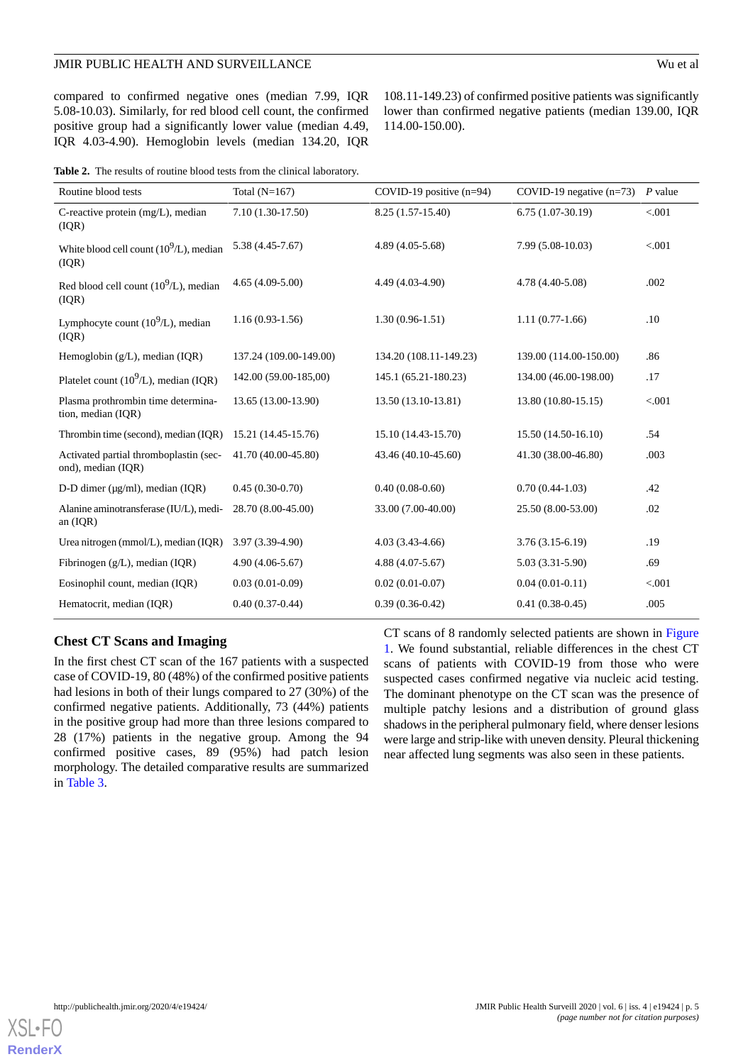compared to confirmed negative ones (median 7.99, IQR 5.08-10.03). Similarly, for red blood cell count, the confirmed positive group had a significantly lower value (median 4.49, IQR 4.03-4.90). Hemoglobin levels (median 134.20, IQR 108.11-149.23) of confirmed positive patients was significantly lower than confirmed negative patients (median 139.00, IQR 114.00-150.00).

**Table 2.** The results of routine blood tests from the clinical laboratory.

| Routine blood tests | Total (N=167) | COVID-19 positive (n=94) | COVID-19 negative (n=73) | *P* value |
|---|---|---|---|---|
| C-reactive protein (mg/L), median (IQR) | 7.10 (1.30-17.50) | 8.25 (1.57-15.40) | 6.75 (1.07-30.19) | <.001 |
| White blood cell count ($10^9$/L), median (IQR) | 5.38 (4.45-7.67) | 4.89 (4.05-5.68) | 7.99 (5.08-10.03) | <.001 |
| Red blood cell count ($10^9$/L), median (IQR) | 4.65 (4.09-5.00) | 4.49 (4.03-4.90) | 4.78 (4.40-5.08) | .002 |
| Lymphocyte count ($10^9$/L), median (IQR) | 1.16 (0.93-1.56) | 1.30 (0.96-1.51) | 1.11 (0.77-1.66) | .10 |
| Hemoglobin (g/L), median (IQR) | 137.24 (109.00-149.00) | 134.20 (108.11-149.23) | 139.00 (114.00-150.00) | .86 |
| Platelet count ($10^9$/L), median (IQR) | 142.00 (59.00-185,00) | 145.1 (65.21-180.23) | 134.00 (46.00-198.00) | .17 |
| Plasma prothrombin time determination, median (IQR) | 13.65 (13.00-13.90) | 13.50 (13.10-13.81) | 13.80 (10.80-15.15) | <.001 |
| Thrombin time (second), median (IQR) | 15.21 (14.45-15.76) | 15.10 (14.43-15.70) | 15.50 (14.50-16.10) | .54 |
| Activated partial thromboplastin (second), median (IQR) | 41.70 (40.00-45.80) | 43.46 (40.10-45.60) | 41.30 (38.00-46.80) | .003 |
| D-D dimer (μg/ml), median (IQR) | 0.45 (0.30-0.70) | 0.40 (0.08-0.60) | 0.70 (0.44-1.03) | .42 |
| Alanine aminotransferase (IU/L), median (IQR) | 28.70 (8.00-45.00) | 33.00 (7.00-40.00) | 25.50 (8.00-53.00) | .02 |
| Urea nitrogen (mmol/L), median (IQR) | 3.97 (3.39-4.90) | 4.03 (3.43-4.66) | 3.76 (3.15-6.19) | .19 |
| Fibrinogen (g/L), median (IQR) | 4.90 (4.06-5.67) | 4.88 (4.07-5.67) | 5.03 (3.31-5.90) | .69 |
| Eosinophil count, median (IQR) | 0.03 (0.01-0.09) | 0.02 (0.01-0.07) | 0.04 (0.01-0.11) | <.001 |
| Hematocrit, median (IQR) | 0.40 (0.37-0.44) | 0.39 (0.36-0.42) | 0.41 (0.38-0.45) | .005 |

## Chest CT Scans and Imaging

In the first chest CT scan of the 167 patients with a suspected case of COVID-19, 80 (48%) of the confirmed positive patients had lesions in both of their lungs compared to 27 (30%) of the confirmed negative patients. Additionally, 73 (44%) patients in the positive group had more than three lesions compared to 28 (17%) patients in the negative group. Among the 94 confirmed positive cases, 89 (95%) had patch lesion morphology. The detailed comparative results are summarized in Table 3.

CT scans of 8 randomly selected patients are shown in Figure 1. We found substantial, reliable differences in the chest CT scans of patients with COVID-19 from those who were suspected cases confirmed negative via nucleic acid testing. The dominant phenotype on the CT scan was the presence of multiple patchy lesions and a distribution of ground glass shadows in the peripheral pulmonary field, where denser lesions were large and strip-like with uneven density. Pleural thickening near affected lung segments was also seen in these patients.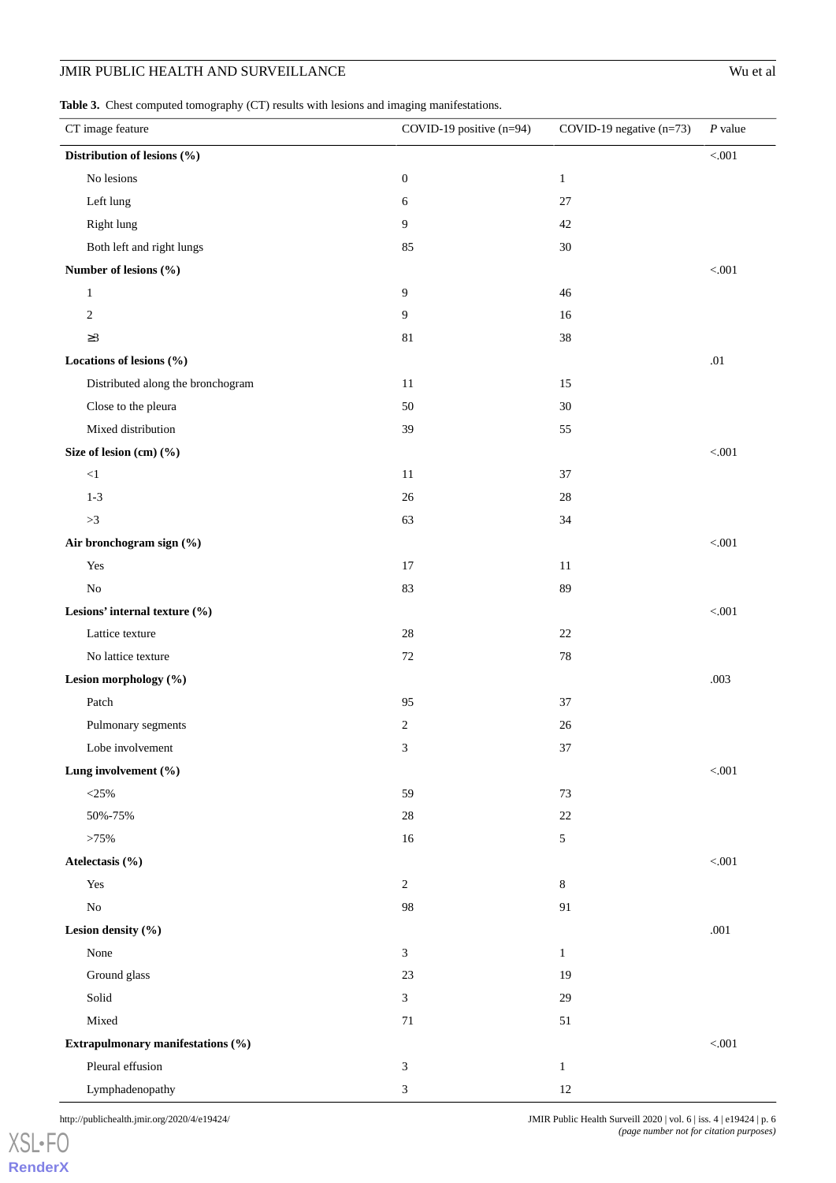**Table 3.** Chest computed tomography (CT) results with lesions and imaging manifestations.

| CT image feature | COVID-19 positive (n=94) | COVID-19 negative (n=73) | *P* value |
|---|---|---|---|
| **Distribution of lesions (%)** | | | <.001 |
| No lesions | 0 | 1 | |
| Left lung | 6 | 27 | |
| Right lung | 9 | 42 | |
| Both left and right lungs | 85 | 30 | |
| **Number of lesions (%)** | | | <.001 |
| 1 | 9 | 46 | |
| 2 | 9 | 16 | |
| ≥3 | 81 | 38 | |
| **Locations of lesions (%)** | | | .01 |
| Distributed along the bronchogram | 11 | 15 | |
| Close to the pleura | 50 | 30 | |
| Mixed distribution | 39 | 55 | |
| **Size of lesion (cm) (%)** | | | <.001 |
| <1 | 11 | 37 | |
| 1-3 | 26 | 28 | |
| >3 | 63 | 34 | |
| **Air bronchogram sign (%)** | | | <.001 |
| Yes | 17 | 11 | |
| No | 83 | 89 | |
| **Lesions' internal texture (%)** | | | <.001 |
| Lattice texture | 28 | 22 | |
| No lattice texture | 72 | 78 | |
| **Lesion morphology (%)** | | | .003 |
| Patch | 95 | 37 | |
| Pulmonary segments | 2 | 26 | |
| Lobe involvement | 3 | 37 | |
| **Lung involvement (%)** | | | <.001 |
| <25% | 59 | 73 | |
| 50%-75% | 28 | 22 | |
| >75% | 16 | 5 | |
| **Atelectasis (%)** | | | <.001 |
| Yes | 2 | 8 | |
| No | 98 | 91 | |
| **Lesion density (%)** | | | .001 |
| None | 3 | 1 | |
| Ground glass | 23 | 19 | |
| Solid | 3 | 29 | |
| Mixed | 71 | 51 | |
| **Extrapulmonary manifestations (%)** | | | <.001 |
| Pleural effusion | 3 | 1 | |
| Lymphadenopathy | 3 | 12 | |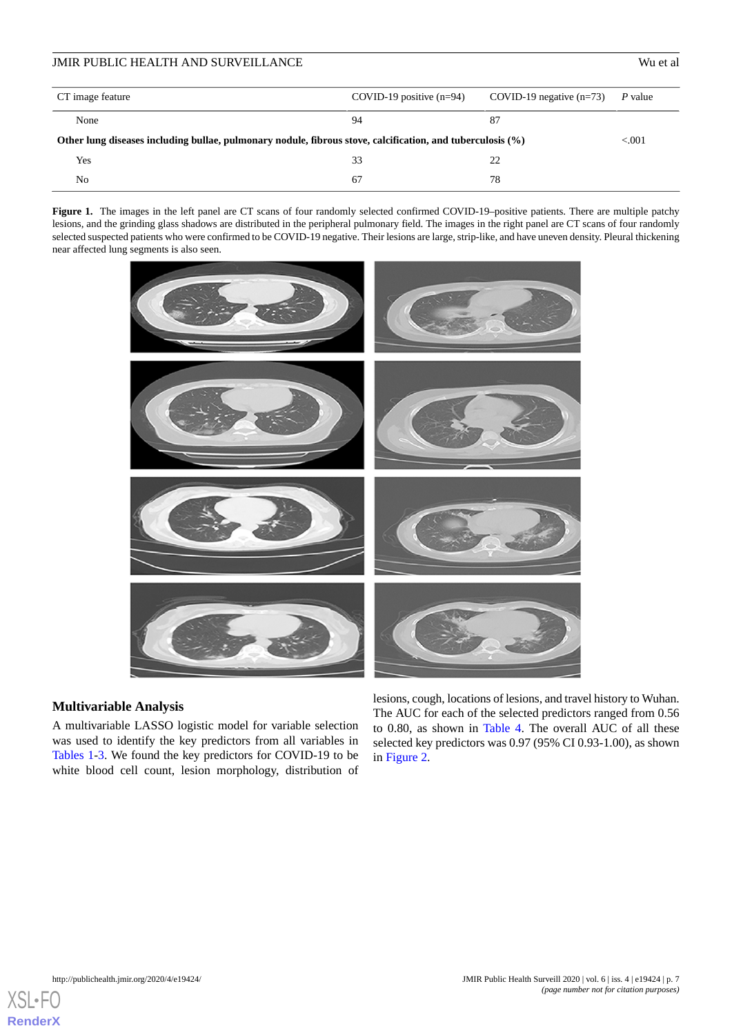| CT image feature | COVID-19 positive (n=94) | COVID-19 negative (n=73) | *P* value |
|---|---|---|---|
| None | 94 | 87 | |
| **Other lung diseases including bullae, pulmonary nodule, fibrous stove, calcification, and tuberculosis (%)** | | | <.001 |
| Yes | 33 | 22 | |
| No | 67 | 78 | |

**Figure 1.** The images in the left panel are CT scans of four randomly selected confirmed COVID-19–positive patients. There are multiple patchy lesions, and the grinding glass shadows are distributed in the peripheral pulmonary field. The images in the right panel are CT scans of four randomly selected suspected patients who were confirmed to be COVID-19 negative. Their lesions are large, strip-like, and have uneven density. Pleural thickening near affected lung segments is also seen.

## Multivariable Analysis

A multivariable LASSO logistic model for variable selection was used to identify the key predictors from all variables in Tables 1-3. We found the key predictors for COVID-19 to be white blood cell count, lesion morphology, distribution of lesions, cough, locations of lesions, and travel history to Wuhan. The AUC for each of the selected predictors ranged from 0.56 to 0.80, as shown in Table 4. The overall AUC of all these selected key predictors was 0.97 (95% CI 0.93-1.00), as shown in Figure 2.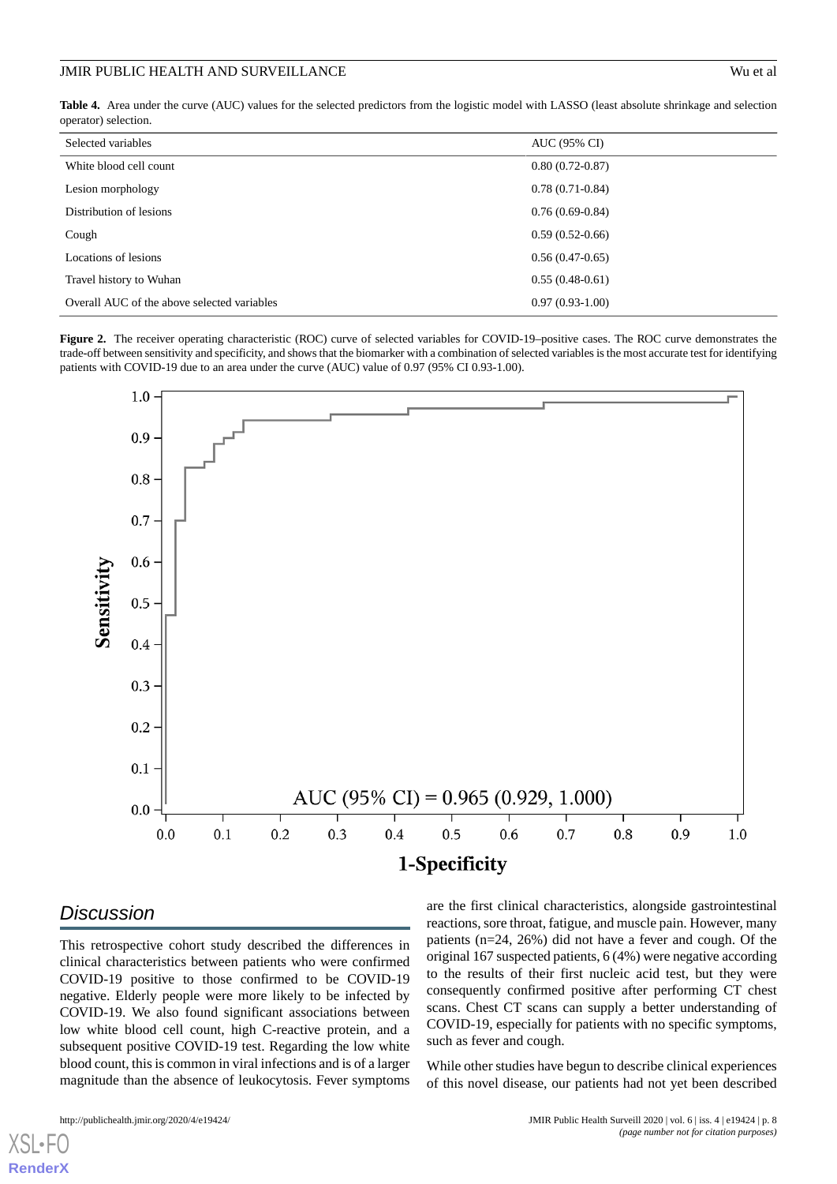**Table 4.** Area under the curve (AUC) values for the selected predictors from the logistic model with LASSO (least absolute shrinkage and selection operator) selection.

| Selected variables | AUC (95% CI) |
| --- | --- |
| White blood cell count | 0.80 (0.72-0.87) |
| Lesion morphology | 0.78 (0.71-0.84) |
| Distribution of lesions | 0.76 (0.69-0.84) |
| Cough | 0.59 (0.52-0.66) |
| Locations of lesions | 0.56 (0.47-0.65) |
| Travel history to Wuhan | 0.55 (0.48-0.61) |
| Overall AUC of the above selected variables | 0.97 (0.93-1.00) |

**Figure 2.** The receiver operating characteristic (ROC) curve of selected variables for COVID-19–positive cases. The ROC curve demonstrates the trade-off between sensitivity and specificity, and shows that the biomarker with a combination of selected variables is the most accurate test for identifying patients with COVID-19 due to an area under the curve (AUC) value of 0.97 (95% CI 0.93-1.00).

## Discussion

This retrospective cohort study described the differences in clinical characteristics between patients who were confirmed COVID-19 positive to those confirmed to be COVID-19 negative. Elderly people were more likely to be infected by COVID-19. We also found significant associations between low white blood cell count, high C-reactive protein, and a subsequent positive COVID-19 test. Regarding the low white blood count, this is common in viral infections and is of a larger magnitude than the absence of leukocytosis. Fever symptoms are the first clinical characteristics, alongside gastrointestinal reactions, sore throat, fatigue, and muscle pain. However, many patients (n=24, 26%) did not have a fever and cough. Of the original 167 suspected patients, 6 (4%) were negative according to the results of their first nucleic acid test, but they were consequently confirmed positive after performing CT chest scans. Chest CT scans can supply a better understanding of COVID-19, especially for patients with no specific symptoms, such as fever and cough.

While other studies have begun to describe clinical experiences of this novel disease, our patients had not yet been described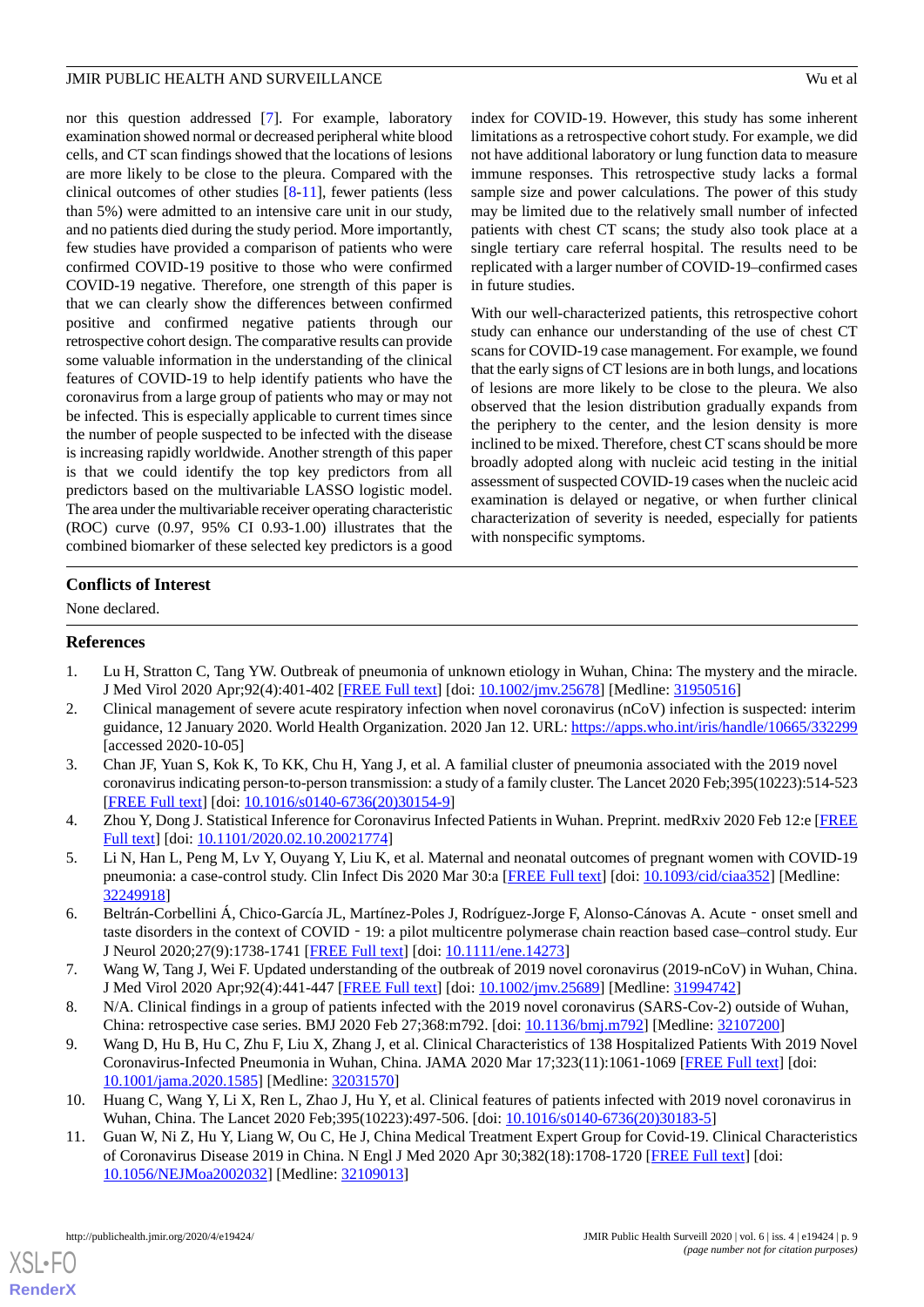nor this question addressed [7]. For example, laboratory examination showed normal or decreased peripheral white blood cells, and CT scan findings showed that the locations of lesions are more likely to be close to the pleura. Compared with the clinical outcomes of other studies [8-11], fewer patients (less than 5%) were admitted to an intensive care unit in our study, and no patients died during the study period. More importantly, few studies have provided a comparison of patients who were confirmed COVID-19 positive to those who were confirmed COVID-19 negative. Therefore, one strength of this paper is that we can clearly show the differences between confirmed positive and confirmed negative patients through our retrospective cohort design. The comparative results can provide some valuable information in the understanding of the clinical features of COVID-19 to help identify patients who have the coronavirus from a large group of patients who may or may not be infected. This is especially applicable to current times since the number of people suspected to be infected with the disease is increasing rapidly worldwide. Another strength of this paper is that we could identify the top key predictors from all predictors based on the multivariable LASSO logistic model. The area under the multivariable receiver operating characteristic (ROC) curve (0.97, 95% CI 0.93-1.00) illustrates that the combined biomarker of these selected key predictors is a good index for COVID-19. However, this study has some inherent limitations as a retrospective cohort study. For example, we did not have additional laboratory or lung function data to measure immune responses. This retrospective study lacks a formal sample size and power calculations. The power of this study may be limited due to the relatively small number of infected patients with chest CT scans; the study also took place at a single tertiary care referral hospital. The results need to be replicated with a larger number of COVID-19–confirmed cases in future studies.

With our well-characterized patients, this retrospective cohort study can enhance our understanding of the use of chest CT scans for COVID-19 case management. For example, we found that the early signs of CT lesions are in both lungs, and locations of lesions are more likely to be close to the pleura. We also observed that the lesion distribution gradually expands from the periphery to the center, and the lesion density is more inclined to be mixed. Therefore, chest CT scans should be more broadly adopted along with nucleic acid testing in the initial assessment of suspected COVID-19 cases when the nucleic acid examination is delayed or negative, or when further clinical characterization of severity is needed, especially for patients with nonspecific symptoms.

## Conflicts of Interest

None declared.

## References

1. Lu H, Stratton C, Tang YW. Outbreak of pneumonia of unknown etiology in Wuhan, China: The mystery and the miracle. J Med Virol 2020 Apr;92(4):401-402 [FREE Full text] [doi: 10.1002/jmv.25678] [Medline: 31950516]
2. Clinical management of severe acute respiratory infection when novel coronavirus (nCoV) infection is suspected: interim guidance, 12 January 2020. World Health Organization. 2020 Jan 12. URL: https://apps.who.int/iris/handle/10665/332299 [accessed 2020-10-05]
3. Chan JF, Yuan S, Kok K, To KK, Chu H, Yang J, et al. A familial cluster of pneumonia associated with the 2019 novel coronavirus indicating person-to-person transmission: a study of a family cluster. The Lancet 2020 Feb;395(10223):514-523 [FREE Full text] [doi: 10.1016/s0140-6736(20)30154-9]
4. Zhou Y, Dong J. Statistical Inference for Coronavirus Infected Patients in Wuhan. Preprint. medRxiv 2020 Feb 12:e [FREE Full text] [doi: 10.1101/2020.02.10.20021774]
5. Li N, Han L, Peng M, Lv Y, Ouyang Y, Liu K, et al. Maternal and neonatal outcomes of pregnant women with COVID-19 pneumonia: a case-control study. Clin Infect Dis 2020 Mar 30:a [FREE Full text] [doi: 10.1093/cid/ciaa352] [Medline: 32249918]
6. Beltrán-Corbellini Á, Chico-García JL, Martínez-Poles J, Rodríguez-Jorge F, Alonso-Cánovas A. Acute‐onset smell and taste disorders in the context of COVID‐19: a pilot multicentre polymerase chain reaction based case–control study. Eur J Neurol 2020;27(9):1738-1741 [FREE Full text] [doi: 10.1111/ene.14273]
7. Wang W, Tang J, Wei F. Updated understanding of the outbreak of 2019 novel coronavirus (2019-nCoV) in Wuhan, China. J Med Virol 2020 Apr;92(4):441-447 [FREE Full text] [doi: 10.1002/jmv.25689] [Medline: 31994742]
8. N/A. Clinical findings in a group of patients infected with the 2019 novel coronavirus (SARS-Cov-2) outside of Wuhan, China: retrospective case series. BMJ 2020 Feb 27;368:m792. [doi: 10.1136/bmj.m792] [Medline: 32107200]
9. Wang D, Hu B, Hu C, Zhu F, Liu X, Zhang J, et al. Clinical Characteristics of 138 Hospitalized Patients With 2019 Novel Coronavirus-Infected Pneumonia in Wuhan, China. JAMA 2020 Mar 17;323(11):1061-1069 [FREE Full text] [doi: 10.1001/jama.2020.1585] [Medline: 32031570]
10. Huang C, Wang Y, Li X, Ren L, Zhao J, Hu Y, et al. Clinical features of patients infected with 2019 novel coronavirus in Wuhan, China. The Lancet 2020 Feb;395(10223):497-506. [doi: 10.1016/s0140-6736(20)30183-5]
11. Guan W, Ni Z, Hu Y, Liang W, Ou C, He J, China Medical Treatment Expert Group for Covid-19. Clinical Characteristics of Coronavirus Disease 2019 in China. N Engl J Med 2020 Apr 30;382(18):1708-1720 [FREE Full text] [doi: 10.1056/NEJMoa2002032] [Medline: 32109013]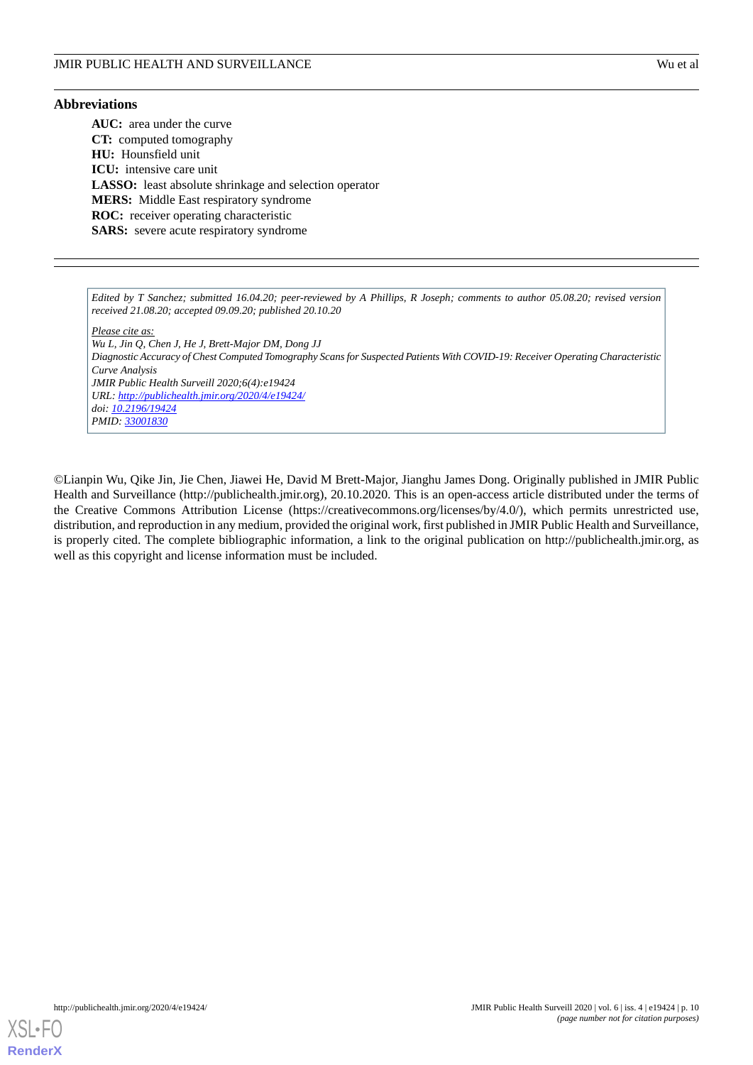## Abbreviations

**AUC:** area under the curve
**CT:** computed tomography
**HU:** Hounsfield unit
**ICU:** intensive care unit
**LASSO:** least absolute shrinkage and selection operator
**MERS:** Middle East respiratory syndrome
**ROC:** receiver operating characteristic
**SARS:** severe acute respiratory syndrome

---

*Edited by T Sanchez; submitted 16.04.20; peer-reviewed by A Phillips, R Joseph; comments to author 05.08.20; revised version received 21.08.20; accepted 09.09.20; published 20.10.20*

*Please cite as:*
*Wu L, Jin Q, Chen J, He J, Brett-Major DM, Dong JJ*
*Diagnostic Accuracy of Chest Computed Tomography Scans for Suspected Patients With COVID-19: Receiver Operating Characteristic Curve Analysis*
*JMIR Public Health Surveill 2020;6(4):e19424*
*URL: http://publichealth.jmir.org/2020/4/e19424/*
*doi: 10.2196/19424*
*PMID: 33001830*

©Lianpin Wu, Qike Jin, Jie Chen, Jiawei He, David M Brett-Major, Jianghu James Dong. Originally published in JMIR Public Health and Surveillance (http://publichealth.jmir.org), 20.10.2020. This is an open-access article distributed under the terms of the Creative Commons Attribution License (https://creativecommons.org/licenses/by/4.0/), which permits unrestricted use, distribution, and reproduction in any medium, provided the original work, first published in JMIR Public Health and Surveillance, is properly cited. The complete bibliographic information, a link to the original publication on http://publichealth.jmir.org, as well as this copyright and license information must be included.